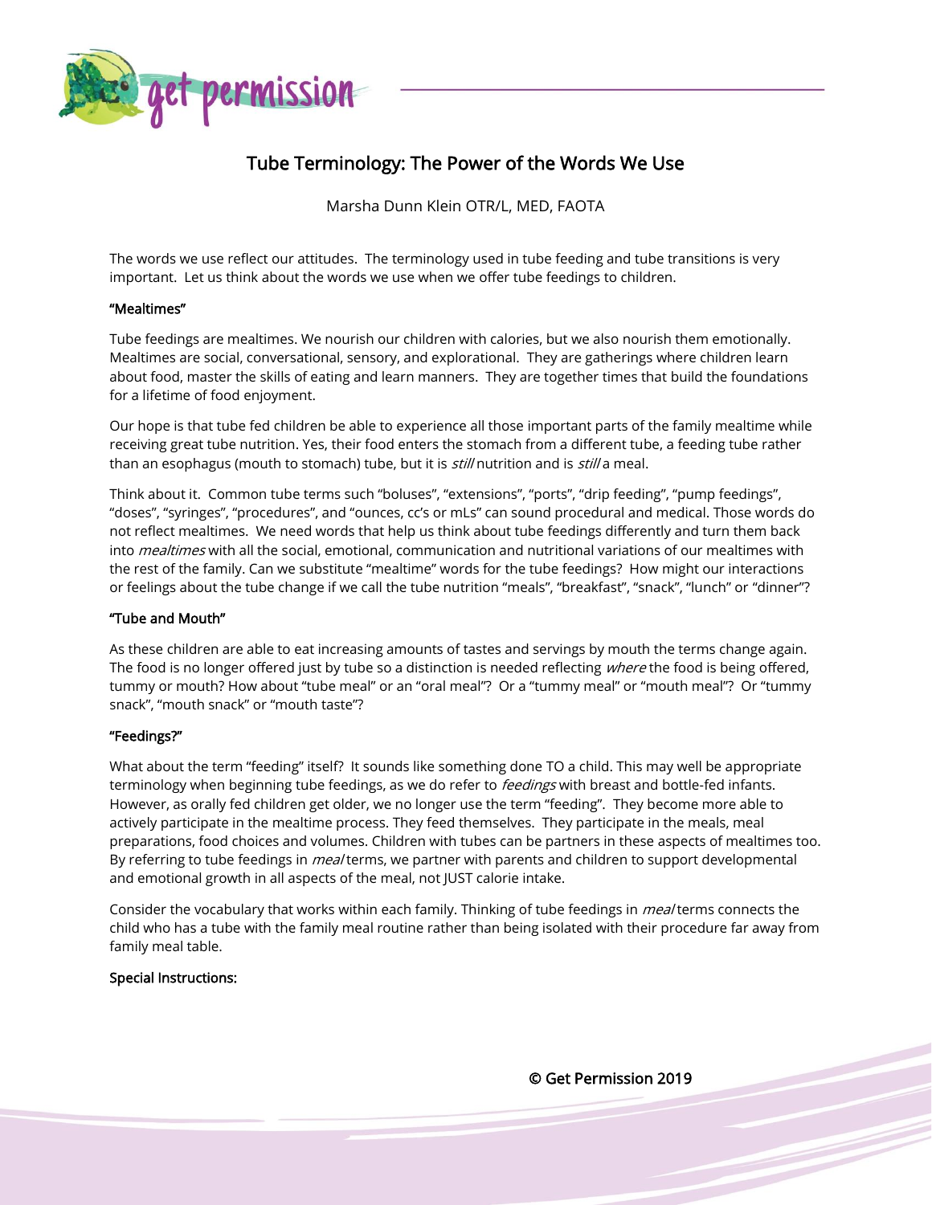# Tube Terminology: The Power of the Words We Use

Marsha Dunn Klein OTR/L, MED, FAOTA

The words we use reflect our attitudes. The terminology used in tube feeding and tube transitions is very important. Let us think about the words we use when we offer tube feedings to children.

**"Mealtimes"**

Tube feedings are mealtimes. We nourish our children with calories, but we also nourish them emotionally. Mealtimes are social, conversational, sensory, and explorational. They are gatherings where children learn about food, master the skills of eating and learn manners. They are together times that build the foundations for a lifetime of food enjoyment.

Our hope is that tube fed children be able to experience all those important parts of the family mealtime while receiving great tube nutrition. Yes, their food enters the stomach from a different tube, a feeding tube rather than an esophagus (mouth to stomach) tube, but it is *still* nutrition and is *still* a meal.

Think about it. Common tube terms such "boluses", "extensions", "ports", "drip feeding", "pump feedings", "doses", "syringes", "procedures", and "ounces, cc's or mLs" can sound procedural and medical. Those words do not reflect mealtimes. We need words that help us think about tube feedings differently and turn them back into *mealtimes* with all the social, emotional, communication and nutritional variations of our mealtimes with the rest of the family. Can we substitute "mealtime" words for the tube feedings? How might our interactions or feelings about the tube change if we call the tube nutrition "meals", "breakfast", "snack", "lunch" or "dinner"?

**"Tube and Mouth"**

As these children are able to eat increasing amounts of tastes and servings by mouth the terms change again. The food is no longer offered just by tube so a distinction is needed reflecting *where* the food is being offered, tummy or mouth? How about "tube meal" or an "oral meal"? Or a "tummy meal" or "mouth meal"? Or "tummy snack", "mouth snack" or "mouth taste"?

**"Feedings?"**

What about the term "feeding" itself? It sounds like something done TO a child. This may well be appropriate terminology when beginning tube feedings, as we do refer to *feedings* with breast and bottle-fed infants. However, as orally fed children get older, we no longer use the term "feeding". They become more able to actively participate in the mealtime process. They feed themselves. They participate in the meals, meal preparations, food choices and volumes. Children with tubes can be partners in these aspects of mealtimes too. By referring to tube feedings in *meal* terms, we partner with parents and children to support developmental and emotional growth in all aspects of the meal, not JUST calorie intake.

Consider the vocabulary that works within each family. Thinking of tube feedings in *meal* terms connects the child who has a tube with the family meal routine rather than being isolated with their procedure far away from family meal table.

**Special Instructions:**

© Get Permission 2019